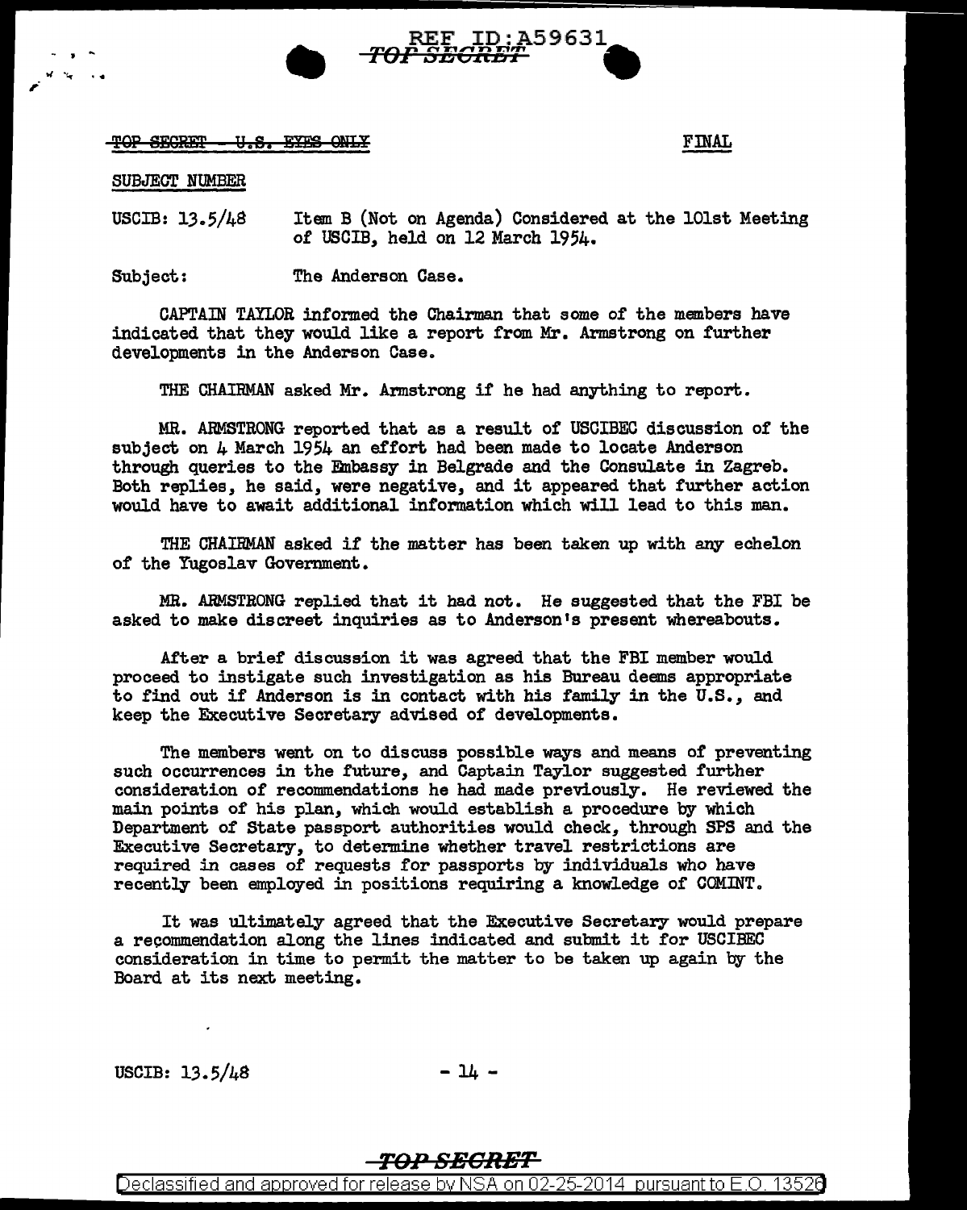TOP SECRET - U.S. EYES ONLY

FINAL

SUBJECT NUMBER

USCIB: 13.5/48 Item B (Not on Agenda) Considered at the 101st Meeting of USCIB, held on 12 March 1954.

Subject: The Anderson Case.

CAPTAIN TAYLOR informed the Chairman that some of the members have indicated that they would like a report from Mr. Armstrong on further developments in the Anderson Case.

THE CHAIRMAN asked Mr. Armstrong if he had anything to report.

MR. ARMSTRONG reported that as a result of USCIBEC discussion of the subject on 4 March 1954 an effort had been made to locate Anderson through queries to the Embassy in Belgrade and the Consulate in Zagreb. Both replies, he said, were negative, and it appeared that further action would have to await additional information which will lead to this man.

THE CHAIRMAN asked if the matter has been taken up with any echelon of the Yugoslav Government.

MR. ARMSTRONG replied that it had not. He suggested that the FBI be asked to make discreet inquiries as to Anderson's present whereabouts.

After a brief discussion it was agreed that the FBI member would proceed to instigate such investigation as his Bureau deems appropriate to find out if Anderson is in contact with his family in the U.S., and keep the Executive Secretary advised of developments.

The members went on to discuss possible ways and means of preventing such occurrences in the future, and Captain Taylor suggested further consideration of recommendations he had made previously. He reviewed the main points of his plan, which would establish a procedure by which Department of State passport authorities would check, through SPS and the Executive Secretary, to determine whether travel restrictions are required in cases of requests for passports by individuals who have recently been employed in positions requiring a knowledge of COMINT.

It was ultimately agreed that the Executive Secretary would prepare a recommendation along the lines indicated and submit it for USCIBEC consideration in time to permit the matter to be taken up again by the Board at its next meeting.

USCIB: 13.5/48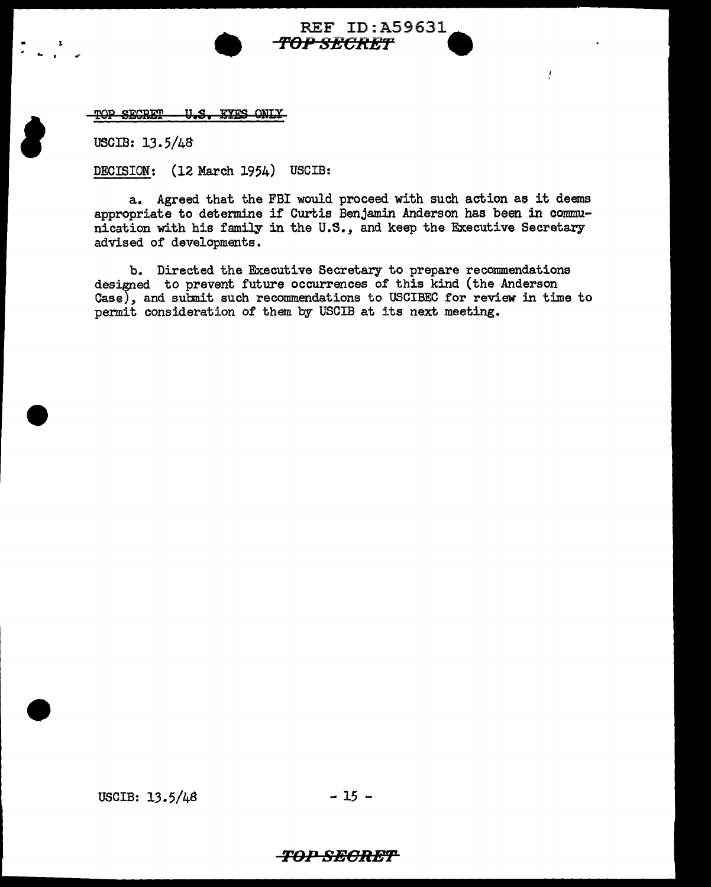TOP SECRET U.S. EYES ONLY

USCIB: 13.5/48

DECISION: (12 March 1954) USCIB:

a. Agreed that the FBI would proceed with such action as it deems appropriate to determine if Curtis Benjamin Anderson has been in communication with his family in the U.S., and keep the Executive Secretary advised of developments.

b. Directed the Executive Secretary to prepare recommendations designed to prevent future occurrences of this kind (the Anderson Case), and submit such recommendations to USCIBEC for review in time to permit consideration of them by USCIB at its next meeting.